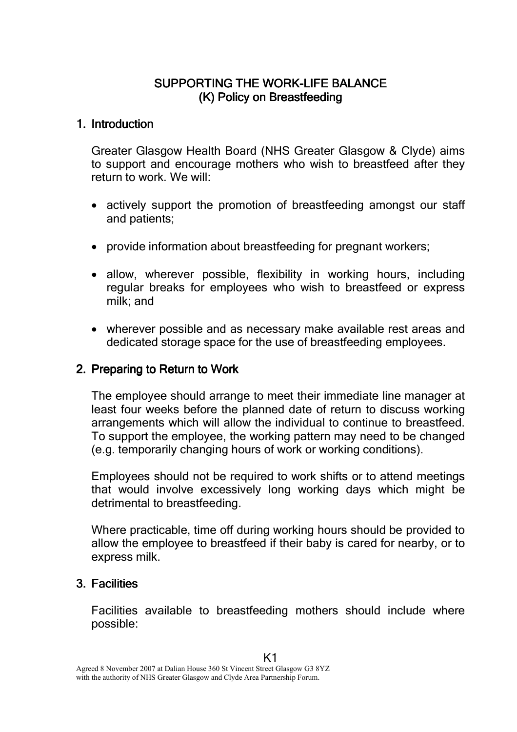# SUPPORTING THE WORK-LIFE BALANCE
## (K) Policy on Breastfeeding

## 1. Introduction

Greater Glasgow Health Board (NHS Greater Glasgow & Clyde) aims to support and encourage mothers who wish to breastfeed after they return to work. We will:

- actively support the promotion of breastfeeding amongst our staff and patients;
- provide information about breastfeeding for pregnant workers;
- allow, wherever possible, flexibility in working hours, including regular breaks for employees who wish to breastfeed or express milk; and
- wherever possible and as necessary make available rest areas and dedicated storage space for the use of breastfeeding employees.

## 2. Preparing to Return to Work

The employee should arrange to meet their immediate line manager at least four weeks before the planned date of return to discuss working arrangements which will allow the individual to continue to breastfeed. To support the employee, the working pattern may need to be changed (e.g. temporarily changing hours of work or working conditions).

Employees should not be required to work shifts or to attend meetings that would involve excessively long working days which might be detrimental to breastfeeding.

Where practicable, time off during working hours should be provided to allow the employee to breastfeed if their baby is cared for nearby, or to express milk.

## 3. Facilities

Facilities available to breastfeeding mothers should include where possible: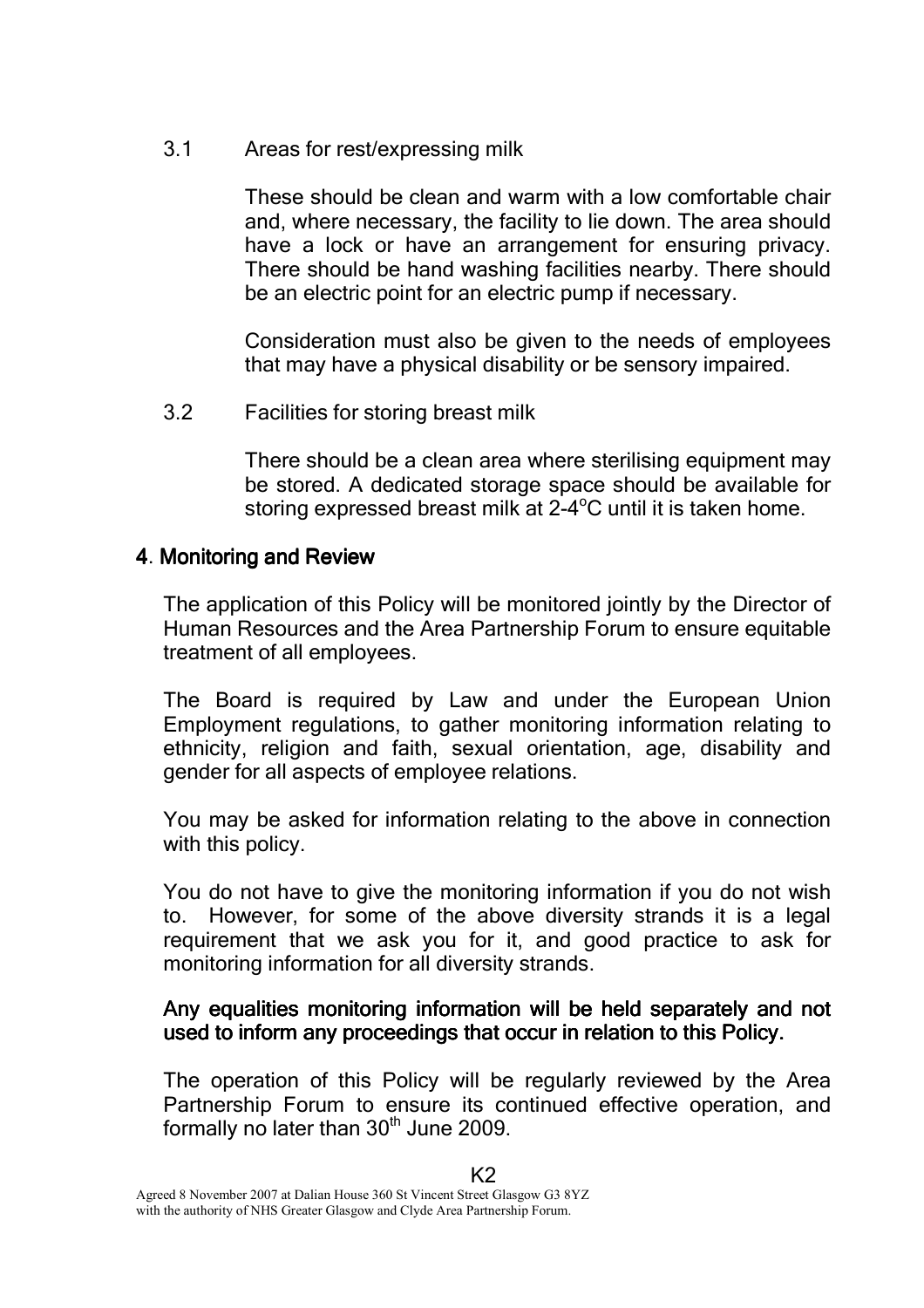3.1 Areas for rest/expressing milk

These should be clean and warm with a low comfortable chair and, where necessary, the facility to lie down. The area should have a lock or have an arrangement for ensuring privacy. There should be hand washing facilities nearby. There should be an electric point for an electric pump if necessary.

Consideration must also be given to the needs of employees that may have a physical disability or be sensory impaired.

3.2 Facilities for storing breast milk

There should be a clean area where sterilising equipment may be stored. A dedicated storage space should be available for storing expressed breast milk at 2-4°C until it is taken home.

## 4. Monitoring and Review

The application of this Policy will be monitored jointly by the Director of Human Resources and the Area Partnership Forum to ensure equitable treatment of all employees.

The Board is required by Law and under the European Union Employment regulations, to gather monitoring information relating to ethnicity, religion and faith, sexual orientation, age, disability and gender for all aspects of employee relations.

You may be asked for information relating to the above in connection with this policy.

You do not have to give the monitoring information if you do not wish to. However, for some of the above diversity strands it is a legal requirement that we ask you for it, and good practice to ask for monitoring information for all diversity strands.

**Any equalities monitoring information will be held separately and not used to inform any proceedings that occur in relation to this Policy.**

The operation of this Policy will be regularly reviewed by the Area Partnership Forum to ensure its continued effective operation, and formally no later than 30th June 2009.

Agreed 8 November 2007 at Dalian House 360 St Vincent Street Glasgow G3 8YZ with the authority of NHS Greater Glasgow and Clyde Area Partnership Forum.